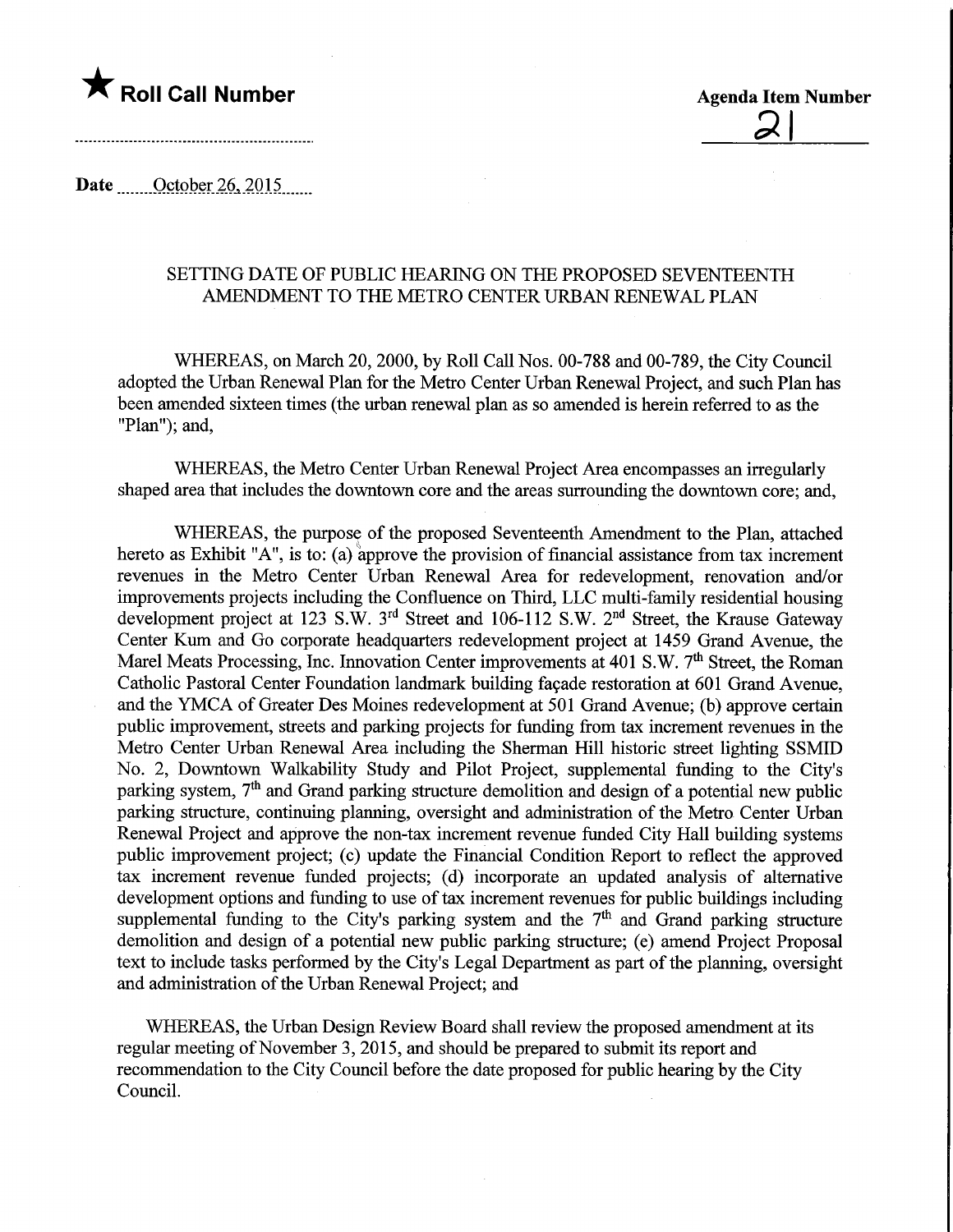★ **Roll Call Number**

**Agenda Item Number**

21

**Date** October 26, 2015

SETTING DATE OF PUBLIC HEARING ON THE PROPOSED SEVENTEENTH AMENDMENT TO THE METRO CENTER URBAN RENEWAL PLAN

WHEREAS, on March 20, 2000, by Roll Call Nos. 00-788 and 00-789, the City Council adopted the Urban Renewal Plan for the Metro Center Urban Renewal Project, and such Plan has been amended sixteen times (the urban renewal plan as so amended is herein referred to as the "Plan"); and,

WHEREAS, the Metro Center Urban Renewal Project Area encompasses an irregularly shaped area that includes the downtown core and the areas surrounding the downtown core; and,

WHEREAS, the purpose of the proposed Seventeenth Amendment to the Plan, attached hereto as Exhibit "A", is to: (a) approve the provision of financial assistance from tax increment revenues in the Metro Center Urban Renewal Area for redevelopment, renovation and/or improvements projects including the Confluence on Third, LLC multi-family residential housing development project at 123 S.W. 3rd Street and 106-112 S.W. 2nd Street, the Krause Gateway Center Kum and Go corporate headquarters redevelopment project at 1459 Grand Avenue, the Marel Meats Processing, Inc. Innovation Center improvements at 401 S.W. 7th Street, the Roman Catholic Pastoral Center Foundation landmark building façade restoration at 601 Grand Avenue, and the YMCA of Greater Des Moines redevelopment at 501 Grand Avenue; (b) approve certain public improvement, streets and parking projects for funding from tax increment revenues in the Metro Center Urban Renewal Area including the Sherman Hill historic street lighting SSMID No. 2, Downtown Walkability Study and Pilot Project, supplemental funding to the City's parking system, 7th and Grand parking structure demolition and design of a potential new public parking structure, continuing planning, oversight and administration of the Metro Center Urban Renewal Project and approve the non-tax increment revenue funded City Hall building systems public improvement project; (c) update the Financial Condition Report to reflect the approved tax increment revenue funded projects; (d) incorporate an updated analysis of alternative development options and funding to use of tax increment revenues for public buildings including supplemental funding to the City's parking system and the 7th and Grand parking structure demolition and design of a potential new public parking structure; (e) amend Project Proposal text to include tasks performed by the City's Legal Department as part of the planning, oversight and administration of the Urban Renewal Project; and

WHEREAS, the Urban Design Review Board shall review the proposed amendment at its regular meeting of November 3, 2015, and should be prepared to submit its report and recommendation to the City Council before the date proposed for public hearing by the City Council.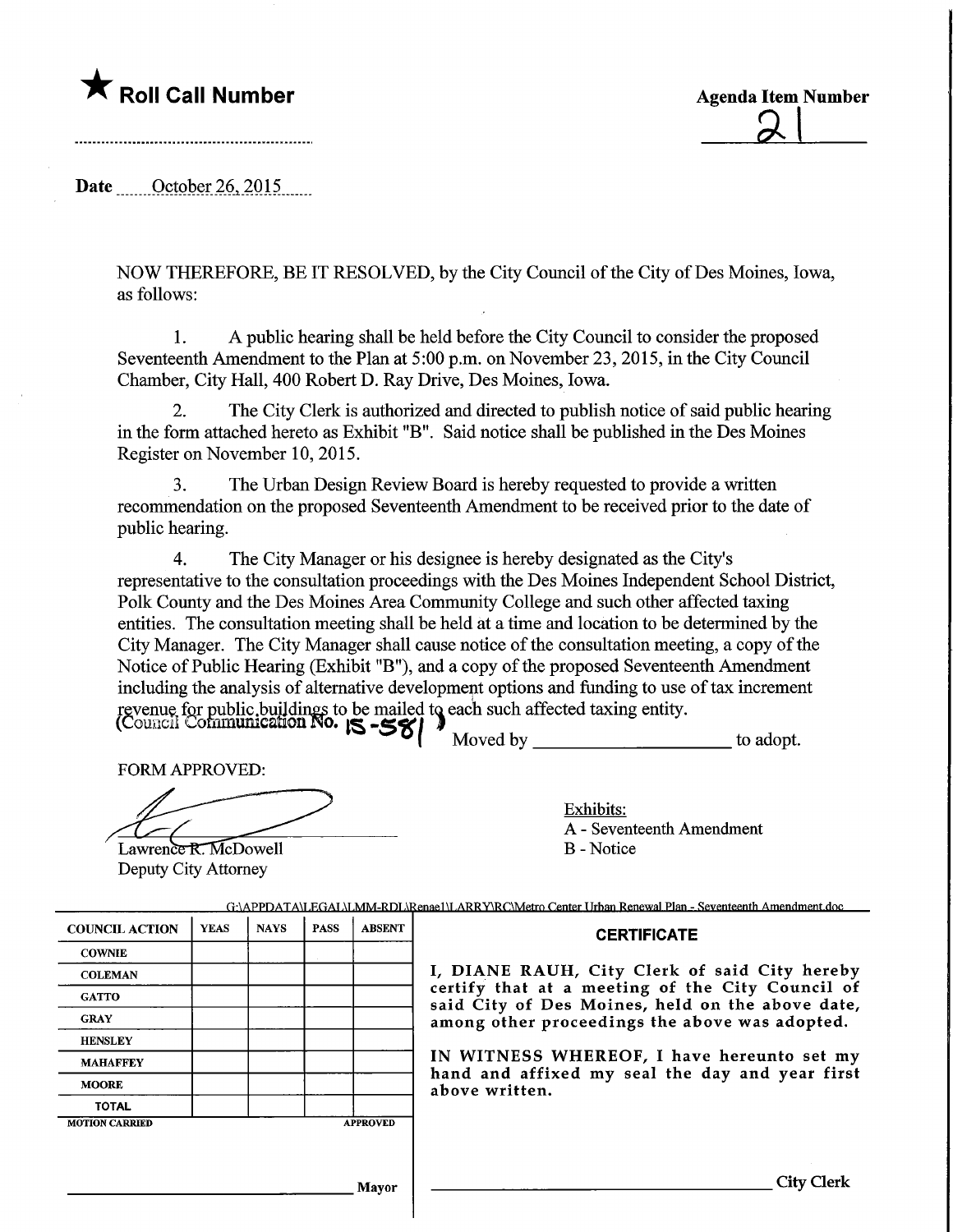★ **Roll Call Number**

**Agenda Item Number**

21

Date October 26, 2015

NOW THEREFORE, BE IT RESOLVED, by the City Council of the City of Des Moines, Iowa, as follows:

1. A public hearing shall be held before the City Council to consider the proposed Seventeenth Amendment to the Plan at 5:00 p.m. on November 23, 2015, in the City Council Chamber, City Hall, 400 Robert D. Ray Drive, Des Moines, Iowa.

2. The City Clerk is authorized and directed to publish notice of said public hearing in the form attached hereto as Exhibit "B". Said notice shall be published in the Des Moines Register on November 10, 2015.

3. The Urban Design Review Board is hereby requested to provide a written recommendation on the proposed Seventeenth Amendment to be received prior to the date of public hearing.

4. The City Manager or his designee is hereby designated as the City's representative to the consultation proceedings with the Des Moines Independent School District, Polk County and the Des Moines Area Community College and such other affected taxing entities. The consultation meeting shall be held at a time and location to be determined by the City Manager. The City Manager shall cause notice of the consultation meeting, a copy of the Notice of Public Hearing (Exhibit "B"), and a copy of the proposed Seventeenth Amendment including the analysis of alternative development options and funding to use of tax increment revenue for public buildings to be mailed to each such affected taxing entity.

(Council Communication No. 15-581)

Moved by ____________________ to adopt.

FORM APPROVED:

Lawrence R. McDowell
Deputy City Attorney

Exhibits:
A - Seventeenth Amendment
B - Notice

G:\APPDATA\LEGAL\LMM-RDL\Renae1\LARRY\RC\Metro Center Urban Renewal Plan - Seventeenth Amendment.doc

| COUNCIL ACTION | YEAS | NAYS | PASS | ABSENT |
|---|---|---|---|---|
| COWNIE | | | | |
| COLEMAN | | | | |
| GATTO | | | | |
| GRAY | | | | |
| HENSLEY | | | | |
| MAHAFFEY | | | | |
| MOORE | | | | |
| TOTAL | | | | |

MOTION CARRIED APPROVED

____________________ Mayor

**CERTIFICATE**

I, DIANE RAUH, City Clerk of said City hereby certify that at a meeting of the City Council of said City of Des Moines, held on the above date, among other proceedings the above was adopted.

IN WITNESS WHEREOF, I have hereunto set my hand and affixed my seal the day and year first above written.

____________________ City Clerk